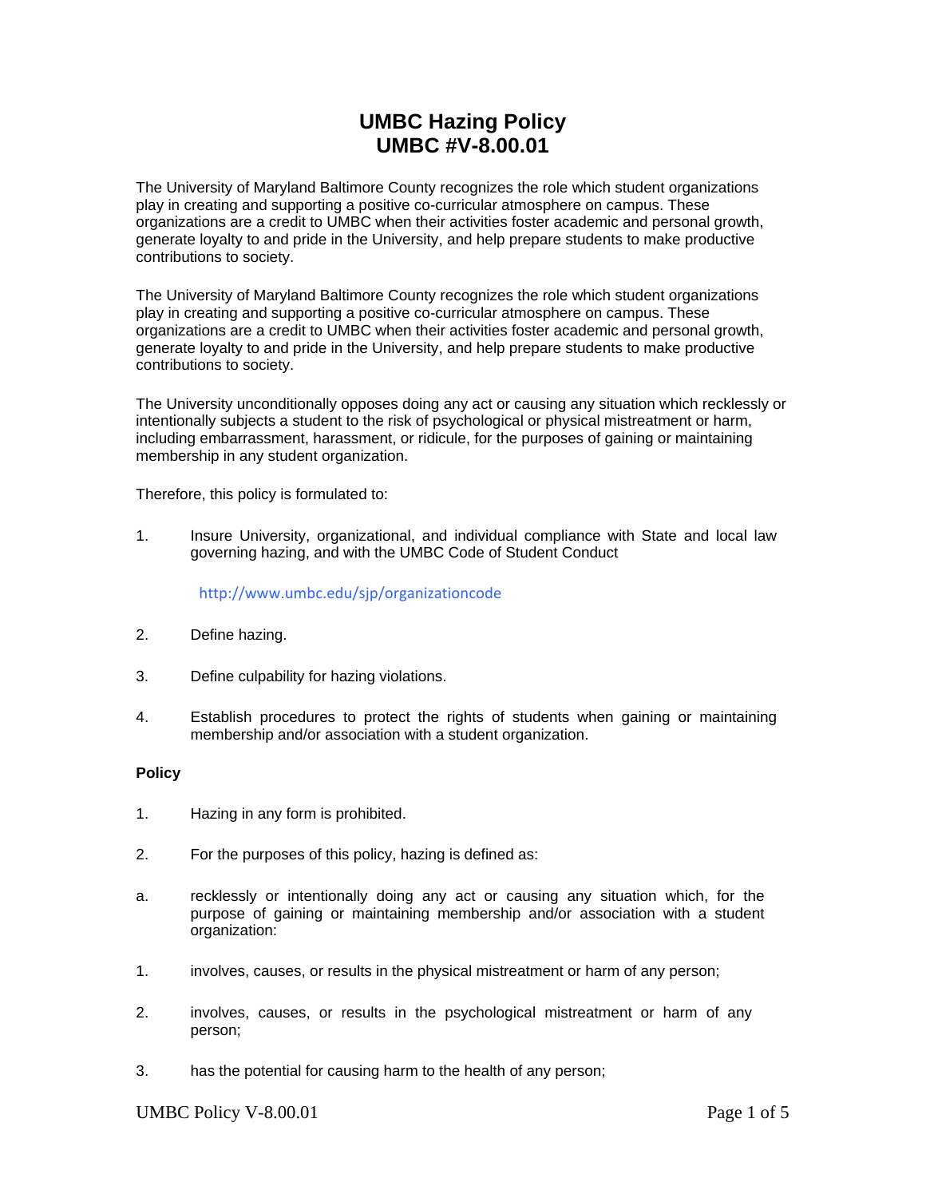# UMBC Hazing Policy
# UMBC #V-8.00.01

The University of Maryland Baltimore County recognizes the role which student organizations play in creating and supporting a positive co-curricular atmosphere on campus. These organizations are a credit to UMBC when their activities foster academic and personal growth, generate loyalty to and pride in the University, and help prepare students to make productive contributions to society.

The University of Maryland Baltimore County recognizes the role which student organizations play in creating and supporting a positive co-curricular atmosphere on campus. These organizations are a credit to UMBC when their activities foster academic and personal growth, generate loyalty to and pride in the University, and help prepare students to make productive contributions to society.

The University unconditionally opposes doing any act or causing any situation which recklessly or intentionally subjects a student to the risk of psychological or physical mistreatment or harm, including embarrassment, harassment, or ridicule, for the purposes of gaining or maintaining membership in any student organization.

Therefore, this policy is formulated to:

1. Insure University, organizational, and individual compliance with State and local law governing hazing, and with the UMBC Code of Student Conduct

   http://www.umbc.edu/sjp/organizationcode

2. Define hazing.

3. Define culpability for hazing violations.

4. Establish procedures to protect the rights of students when gaining or maintaining membership and/or association with a student organization.

**Policy**

1. Hazing in any form is prohibited.

2. For the purposes of this policy, hazing is defined as:

a. recklessly or intentionally doing any act or causing any situation which, for the purpose of gaining or maintaining membership and/or association with a student organization:

1. involves, causes, or results in the physical mistreatment or harm of any person;

2. involves, causes, or results in the psychological mistreatment or harm of any person;

3. has the potential for causing harm to the health of any person;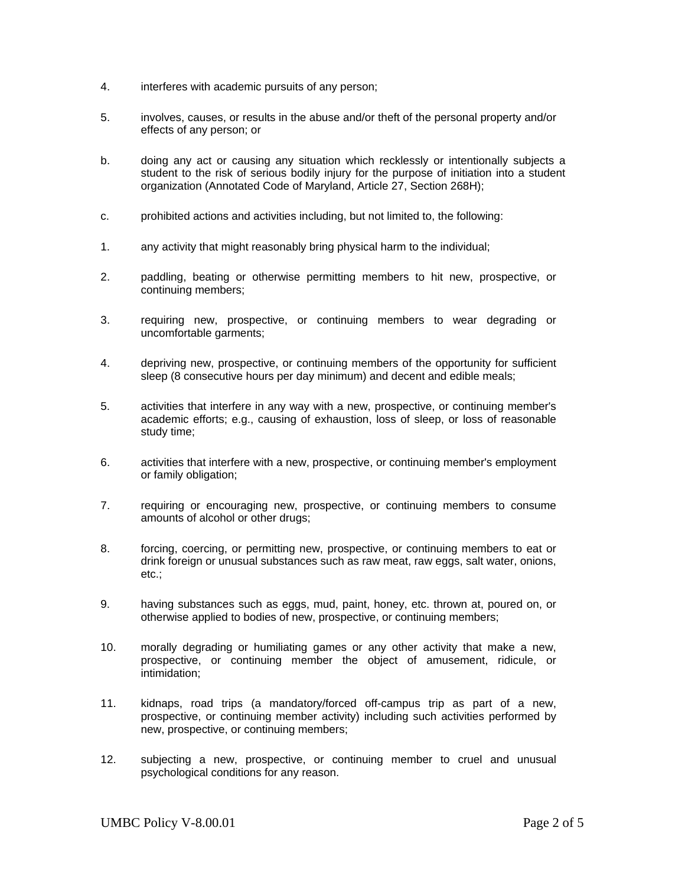4. interferes with academic pursuits of any person;

5. involves, causes, or results in the abuse and/or theft of the personal property and/or effects of any person; or

b. doing any act or causing any situation which recklessly or intentionally subjects a student to the risk of serious bodily injury for the purpose of initiation into a student organization (Annotated Code of Maryland, Article 27, Section 268H);

c. prohibited actions and activities including, but not limited to, the following:

1. any activity that might reasonably bring physical harm to the individual;

2. paddling, beating or otherwise permitting members to hit new, prospective, or continuing members;

3. requiring new, prospective, or continuing members to wear degrading or uncomfortable garments;

4. depriving new, prospective, or continuing members of the opportunity for sufficient sleep (8 consecutive hours per day minimum) and decent and edible meals;

5. activities that interfere in any way with a new, prospective, or continuing member's academic efforts; e.g., causing of exhaustion, loss of sleep, or loss of reasonable study time;

6. activities that interfere with a new, prospective, or continuing member's employment or family obligation;

7. requiring or encouraging new, prospective, or continuing members to consume amounts of alcohol or other drugs;

8. forcing, coercing, or permitting new, prospective, or continuing members to eat or drink foreign or unusual substances such as raw meat, raw eggs, salt water, onions, etc.;

9. having substances such as eggs, mud, paint, honey, etc. thrown at, poured on, or otherwise applied to bodies of new, prospective, or continuing members;

10. morally degrading or humiliating games or any other activity that make a new, prospective, or continuing member the object of amusement, ridicule, or intimidation;

11. kidnaps, road trips (a mandatory/forced off-campus trip as part of a new, prospective, or continuing member activity) including such activities performed by new, prospective, or continuing members;

12. subjecting a new, prospective, or continuing member to cruel and unusual psychological conditions for any reason.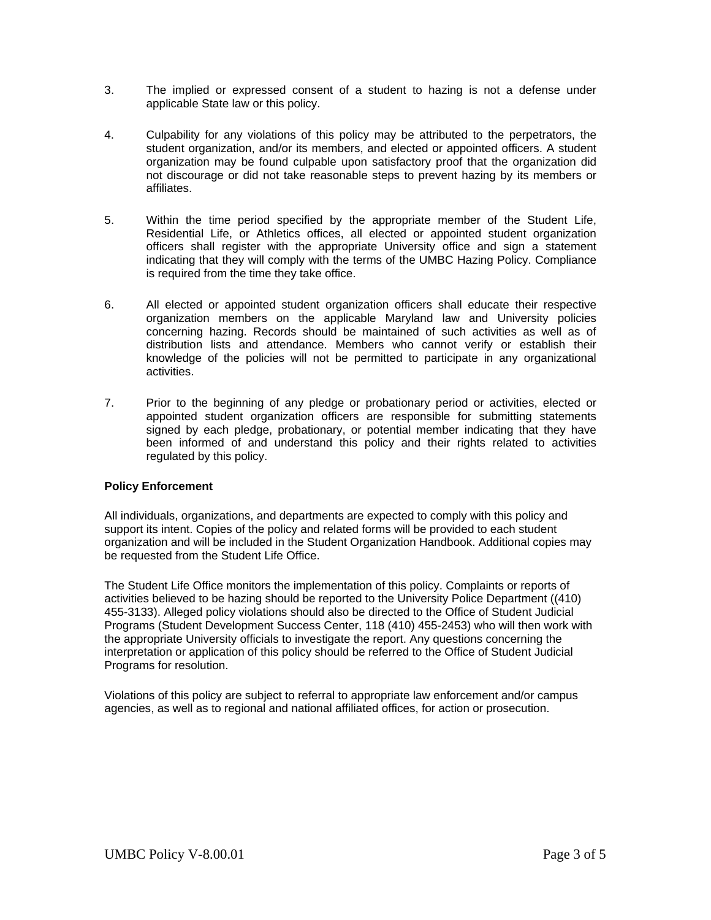3. The implied or expressed consent of a student to hazing is not a defense under applicable State law or this policy.

4. Culpability for any violations of this policy may be attributed to the perpetrators, the student organization, and/or its members, and elected or appointed officers. A student organization may be found culpable upon satisfactory proof that the organization did not discourage or did not take reasonable steps to prevent hazing by its members or affiliates.

5. Within the time period specified by the appropriate member of the Student Life, Residential Life, or Athletics offices, all elected or appointed student organization officers shall register with the appropriate University office and sign a statement indicating that they will comply with the terms of the UMBC Hazing Policy. Compliance is required from the time they take office.

6. All elected or appointed student organization officers shall educate their respective organization members on the applicable Maryland law and University policies concerning hazing. Records should be maintained of such activities as well as of distribution lists and attendance. Members who cannot verify or establish their knowledge of the policies will not be permitted to participate in any organizational activities.

7. Prior to the beginning of any pledge or probationary period or activities, elected or appointed student organization officers are responsible for submitting statements signed by each pledge, probationary, or potential member indicating that they have been informed of and understand this policy and their rights related to activities regulated by this policy.

**Policy Enforcement**

All individuals, organizations, and departments are expected to comply with this policy and support its intent. Copies of the policy and related forms will be provided to each student organization and will be included in the Student Organization Handbook. Additional copies may be requested from the Student Life Office.

The Student Life Office monitors the implementation of this policy. Complaints or reports of activities believed to be hazing should be reported to the University Police Department ((410) 455-3133). Alleged policy violations should also be directed to the Office of Student Judicial Programs (Student Development Success Center, 118 (410) 455-2453) who will then work with the appropriate University officials to investigate the report. Any questions concerning the interpretation or application of this policy should be referred to the Office of Student Judicial Programs for resolution.

Violations of this policy are subject to referral to appropriate law enforcement and/or campus agencies, as well as to regional and national affiliated offices, for action or prosecution.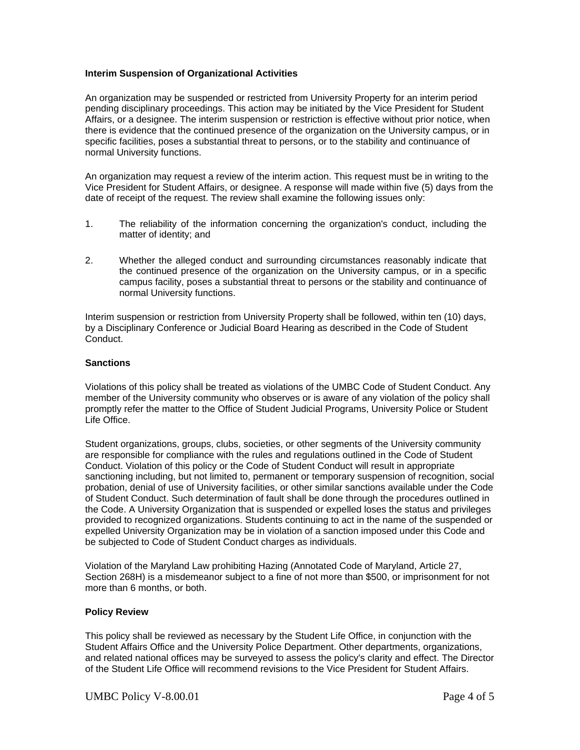**Interim Suspension of Organizational Activities**

An organization may be suspended or restricted from University Property for an interim period pending disciplinary proceedings. This action may be initiated by the Vice President for Student Affairs, or a designee. The interim suspension or restriction is effective without prior notice, when there is evidence that the continued presence of the organization on the University campus, or in specific facilities, poses a substantial threat to persons, or to the stability and continuance of normal University functions.

An organization may request a review of the interim action. This request must be in writing to the Vice President for Student Affairs, or designee. A response will made within five (5) days from the date of receipt of the request. The review shall examine the following issues only:

1. The reliability of the information concerning the organization's conduct, including the matter of identity; and

2. Whether the alleged conduct and surrounding circumstances reasonably indicate that the continued presence of the organization on the University campus, or in a specific campus facility, poses a substantial threat to persons or the stability and continuance of normal University functions.

Interim suspension or restriction from University Property shall be followed, within ten (10) days, by a Disciplinary Conference or Judicial Board Hearing as described in the Code of Student Conduct.

**Sanctions**

Violations of this policy shall be treated as violations of the UMBC Code of Student Conduct. Any member of the University community who observes or is aware of any violation of the policy shall promptly refer the matter to the Office of Student Judicial Programs, University Police or Student Life Office.

Student organizations, groups, clubs, societies, or other segments of the University community are responsible for compliance with the rules and regulations outlined in the Code of Student Conduct. Violation of this policy or the Code of Student Conduct will result in appropriate sanctioning including, but not limited to, permanent or temporary suspension of recognition, social probation, denial of use of University facilities, or other similar sanctions available under the Code of Student Conduct. Such determination of fault shall be done through the procedures outlined in the Code. A University Organization that is suspended or expelled loses the status and privileges provided to recognized organizations. Students continuing to act in the name of the suspended or expelled University Organization may be in violation of a sanction imposed under this Code and be subjected to Code of Student Conduct charges as individuals.

Violation of the Maryland Law prohibiting Hazing (Annotated Code of Maryland, Article 27, Section 268H) is a misdemeanor subject to a fine of not more than $500, or imprisonment for not more than 6 months, or both.

**Policy Review**

This policy shall be reviewed as necessary by the Student Life Office, in conjunction with the Student Affairs Office and the University Police Department. Other departments, organizations, and related national offices may be surveyed to assess the policy's clarity and effect. The Director of the Student Life Office will recommend revisions to the Vice President for Student Affairs.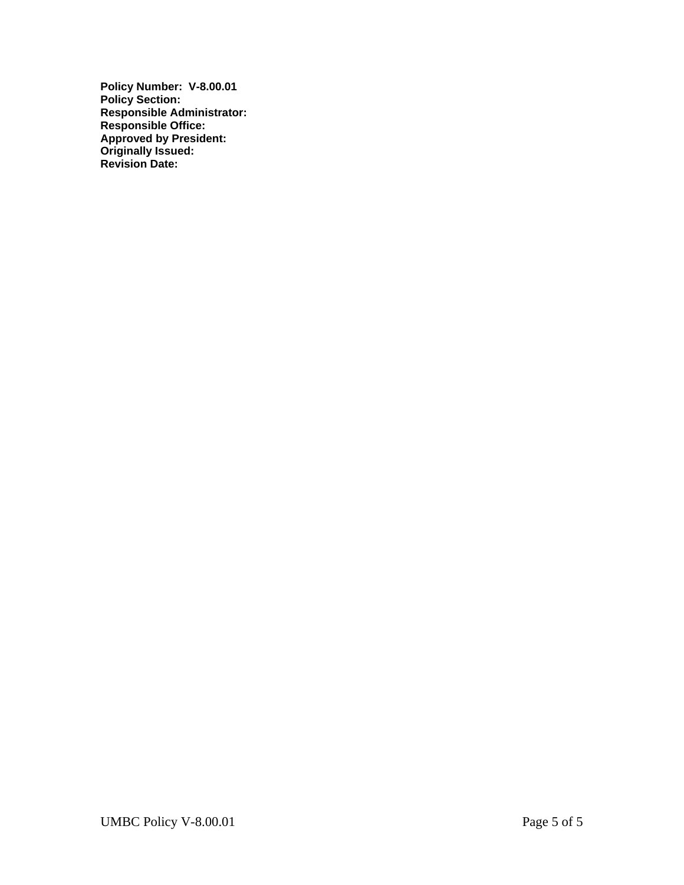**Policy Number: V-8.00.01**
**Policy Section:**
**Responsible Administrator:**
**Responsible Office:**
**Approved by President:**
**Originally Issued:**
**Revision Date:**